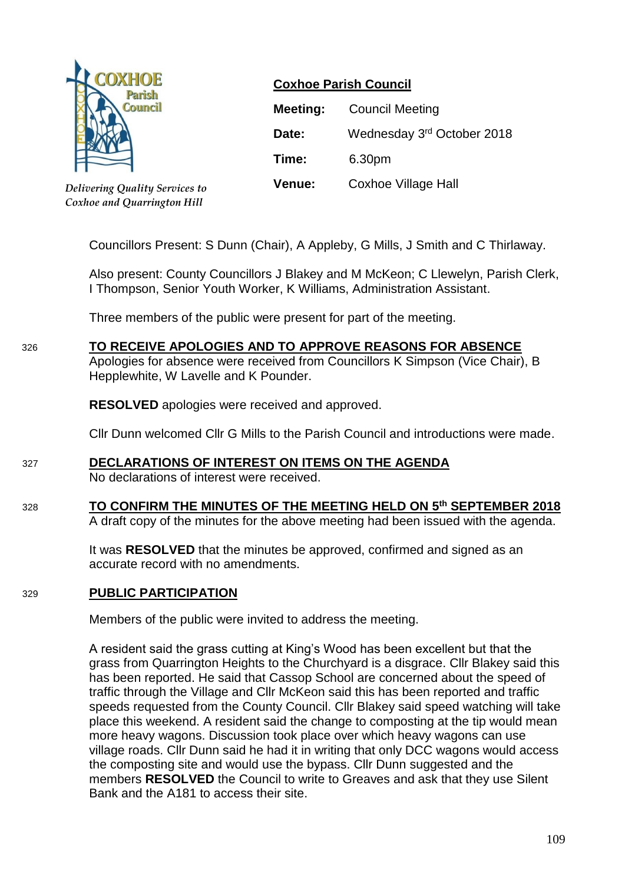**Coxhoe Parish Council**

*Delivering Quality Services to Coxhoe and Quarrington Hill*

| | |
|---|---|
| **Meeting:** | Council Meeting |
| **Date:** | Wednesday 3rd October 2018 |
| **Time:** | 6.30pm |
| **Venue:** | Coxhoe Village Hall |

Councillors Present: S Dunn (Chair), A Appleby, G Mills, J Smith and C Thirlaway.

Also present: County Councillors J Blakey and M McKeon; C Llewelyn, Parish Clerk, I Thompson, Senior Youth Worker, K Williams, Administration Assistant.

Three members of the public were present for part of the meeting.

326 **TO RECEIVE APOLOGIES AND TO APPROVE REASONS FOR ABSENCE**

Apologies for absence were received from Councillors K Simpson (Vice Chair), B Hepplewhite, W Lavelle and K Pounder.

**RESOLVED** apologies were received and approved.

Cllr Dunn welcomed Cllr G Mills to the Parish Council and introductions were made.

327 **DECLARATIONS OF INTEREST ON ITEMS ON THE AGENDA**

No declarations of interest were received.

328 **TO CONFIRM THE MINUTES OF THE MEETING HELD ON 5th SEPTEMBER 2018**

A draft copy of the minutes for the above meeting had been issued with the agenda.

It was **RESOLVED** that the minutes be approved, confirmed and signed as an accurate record with no amendments.

329 **PUBLIC PARTICIPATION**

Members of the public were invited to address the meeting.

A resident said the grass cutting at King's Wood has been excellent but that the grass from Quarrington Heights to the Churchyard is a disgrace. Cllr Blakey said this has been reported. He said that Cassop School are concerned about the speed of traffic through the Village and Cllr McKeon said this has been reported and traffic speeds requested from the County Council. Cllr Blakey said speed watching will take place this weekend. A resident said the change to composting at the tip would mean more heavy wagons. Discussion took place over which heavy wagons can use village roads. Cllr Dunn said he had it in writing that only DCC wagons would access the composting site and would use the bypass. Cllr Dunn suggested and the members **RESOLVED** the Council to write to Greaves and ask that they use Silent Bank and the A181 to access their site.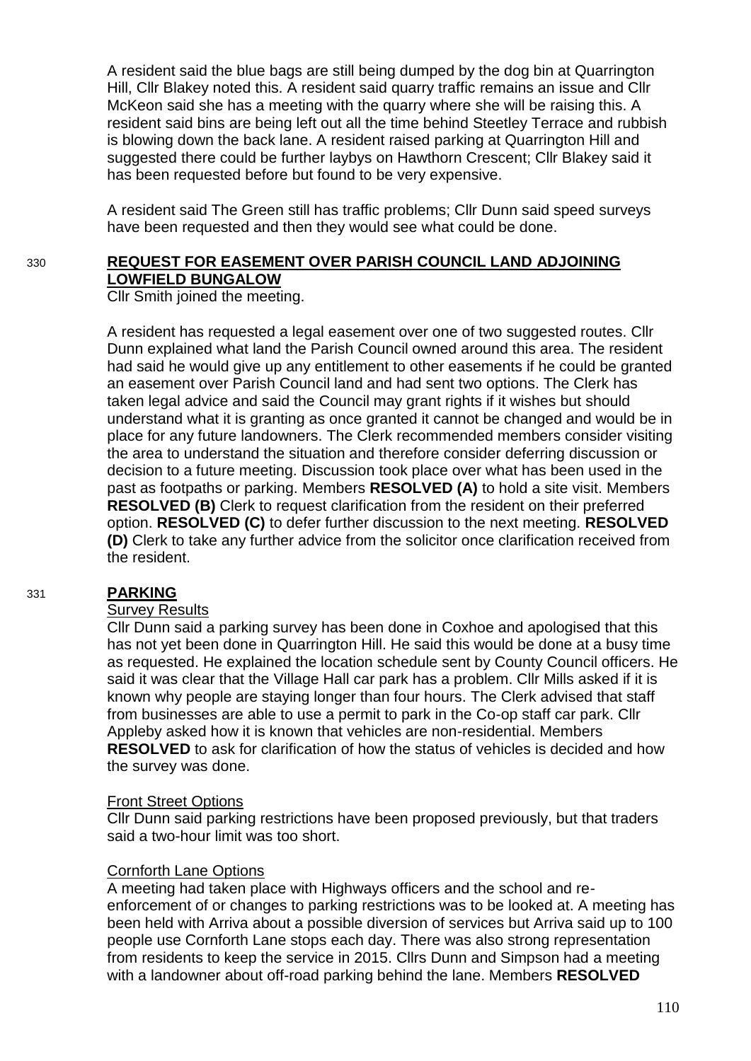A resident said the blue bags are still being dumped by the dog bin at Quarrington Hill, Cllr Blakey noted this. A resident said quarry traffic remains an issue and Cllr McKeon said she has a meeting with the quarry where she will be raising this. A resident said bins are being left out all the time behind Steetley Terrace and rubbish is blowing down the back lane. A resident raised parking at Quarrington Hill and suggested there could be further laybys on Hawthorn Crescent; Cllr Blakey said it has been requested before but found to be very expensive.

A resident said The Green still has traffic problems; Cllr Dunn said speed surveys have been requested and then they would see what could be done.

## 330 REQUEST FOR EASEMENT OVER PARISH COUNCIL LAND ADJOINING LOWFIELD BUNGALOW

Cllr Smith joined the meeting.

A resident has requested a legal easement over one of two suggested routes. Cllr Dunn explained what land the Parish Council owned around this area. The resident had said he would give up any entitlement to other easements if he could be granted an easement over Parish Council land and had sent two options. The Clerk has taken legal advice and said the Council may grant rights if it wishes but should understand what it is granting as once granted it cannot be changed and would be in place for any future landowners. The Clerk recommended members consider visiting the area to understand the situation and therefore consider deferring discussion or decision to a future meeting. Discussion took place over what has been used in the past as footpaths or parking. Members **RESOLVED (A)** to hold a site visit. Members **RESOLVED (B)** Clerk to request clarification from the resident on their preferred option. **RESOLVED (C)** to defer further discussion to the next meeting. **RESOLVED (D)** Clerk to take any further advice from the solicitor once clarification received from the resident.

## 331 PARKING

### Survey Results

Cllr Dunn said a parking survey has been done in Coxhoe and apologised that this has not yet been done in Quarrington Hill. He said this would be done at a busy time as requested. He explained the location schedule sent by County Council officers. He said it was clear that the Village Hall car park has a problem. Cllr Mills asked if it is known why people are staying longer than four hours. The Clerk advised that staff from businesses are able to use a permit to park in the Co-op staff car park. Cllr Appleby asked how it is known that vehicles are non-residential. Members **RESOLVED** to ask for clarification of how the status of vehicles is decided and how the survey was done.

### Front Street Options

Cllr Dunn said parking restrictions have been proposed previously, but that traders said a two-hour limit was too short.

### Cornforth Lane Options

A meeting had taken place with Highways officers and the school and re-enforcement of or changes to parking restrictions was to be looked at. A meeting has been held with Arriva about a possible diversion of services but Arriva said up to 100 people use Cornforth Lane stops each day. There was also strong representation from residents to keep the service in 2015. Cllrs Dunn and Simpson had a meeting with a landowner about off-road parking behind the lane. Members **RESOLVED**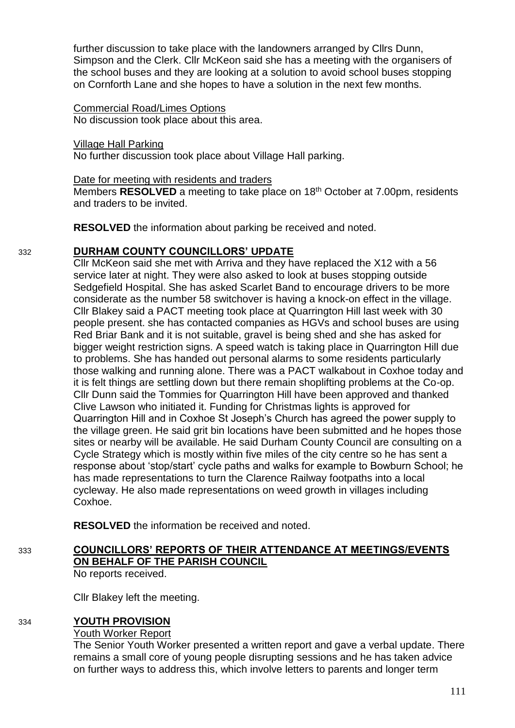further discussion to take place with the landowners arranged by Cllrs Dunn, Simpson and the Clerk. Cllr McKeon said she has a meeting with the organisers of the school buses and they are looking at a solution to avoid school buses stopping on Cornforth Lane and she hopes to have a solution in the next few months.

Commercial Road/Limes Options
No discussion took place about this area.

Village Hall Parking
No further discussion took place about Village Hall parking.

Date for meeting with residents and traders
Members **RESOLVED** a meeting to take place on 18th October at 7.00pm, residents and traders to be invited.

**RESOLVED** the information about parking be received and noted.

## 332 DURHAM COUNTY COUNCILLORS' UPDATE

Cllr McKeon said she met with Arriva and they have replaced the X12 with a 56 service later at night. They were also asked to look at buses stopping outside Sedgefield Hospital. She has asked Scarlet Band to encourage drivers to be more considerate as the number 58 switchover is having a knock-on effect in the village. Cllr Blakey said a PACT meeting took place at Quarrington Hill last week with 30 people present. she has contacted companies as HGVs and school buses are using Red Briar Bank and it is not suitable, gravel is being shed and she has asked for bigger weight restriction signs. A speed watch is taking place in Quarrington Hill due to problems. She has handed out personal alarms to some residents particularly those walking and running alone. There was a PACT walkabout in Coxhoe today and it is felt things are settling down but there remain shoplifting problems at the Co-op. Cllr Dunn said the Tommies for Quarrington Hill have been approved and thanked Clive Lawson who initiated it. Funding for Christmas lights is approved for Quarrington Hill and in Coxhoe St Joseph's Church has agreed the power supply to the village green. He said grit bin locations have been submitted and he hopes those sites or nearby will be available. He said Durham County Council are consulting on a Cycle Strategy which is mostly within five miles of the city centre so he has sent a response about 'stop/start' cycle paths and walks for example to Bowburn School; he has made representations to turn the Clarence Railway footpaths into a local cycleway. He also made representations on weed growth in villages including Coxhoe.

**RESOLVED** the information be received and noted.

## 333 COUNCILLORS' REPORTS OF THEIR ATTENDANCE AT MEETINGS/EVENTS ON BEHALF OF THE PARISH COUNCIL

No reports received.

Cllr Blakey left the meeting.

## 334 YOUTH PROVISION

Youth Worker Report
The Senior Youth Worker presented a written report and gave a verbal update. There remains a small core of young people disrupting sessions and he has taken advice on further ways to address this, which involve letters to parents and longer term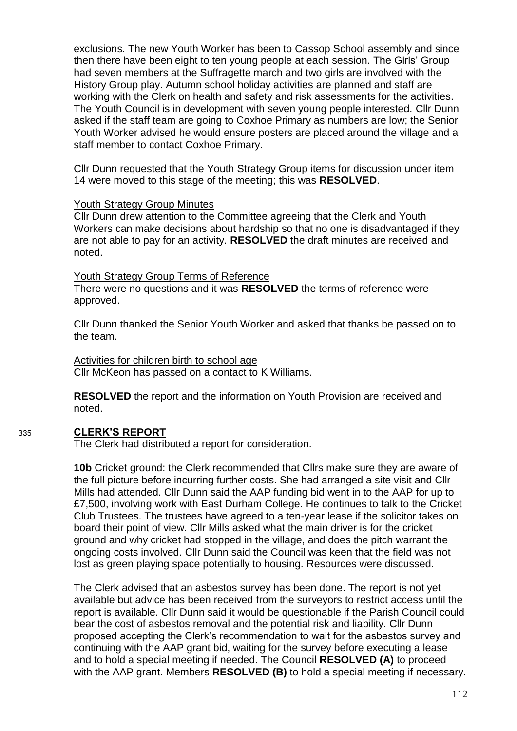exclusions. The new Youth Worker has been to Cassop School assembly and since then there have been eight to ten young people at each session. The Girls' Group had seven members at the Suffragette march and two girls are involved with the History Group play. Autumn school holiday activities are planned and staff are working with the Clerk on health and safety and risk assessments for the activities. The Youth Council is in development with seven young people interested. Cllr Dunn asked if the staff team are going to Coxhoe Primary as numbers are low; the Senior Youth Worker advised he would ensure posters are placed around the village and a staff member to contact Coxhoe Primary.

Cllr Dunn requested that the Youth Strategy Group items for discussion under item 14 were moved to this stage of the meeting; this was **RESOLVED**.

Youth Strategy Group Minutes

Cllr Dunn drew attention to the Committee agreeing that the Clerk and Youth Workers can make decisions about hardship so that no one is disadvantaged if they are not able to pay for an activity. **RESOLVED** the draft minutes are received and noted.

Youth Strategy Group Terms of Reference

There were no questions and it was **RESOLVED** the terms of reference were approved.

Cllr Dunn thanked the Senior Youth Worker and asked that thanks be passed on to the team.

Activities for children birth to school age

Cllr McKeon has passed on a contact to K Williams.

**RESOLVED** the report and the information on Youth Provision are received and noted.

## 335 CLERK'S REPORT

The Clerk had distributed a report for consideration.

**10b** Cricket ground: the Clerk recommended that Cllrs make sure they are aware of the full picture before incurring further costs. She had arranged a site visit and Cllr Mills had attended. Cllr Dunn said the AAP funding bid went in to the AAP for up to £7,500, involving work with East Durham College. He continues to talk to the Cricket Club Trustees. The trustees have agreed to a ten-year lease if the solicitor takes on board their point of view. Cllr Mills asked what the main driver is for the cricket ground and why cricket had stopped in the village, and does the pitch warrant the ongoing costs involved. Cllr Dunn said the Council was keen that the field was not lost as green playing space potentially to housing. Resources were discussed.

The Clerk advised that an asbestos survey has been done. The report is not yet available but advice has been received from the surveyors to restrict access until the report is available. Cllr Dunn said it would be questionable if the Parish Council could bear the cost of asbestos removal and the potential risk and liability. Cllr Dunn proposed accepting the Clerk's recommendation to wait for the asbestos survey and continuing with the AAP grant bid, waiting for the survey before executing a lease and to hold a special meeting if needed. The Council **RESOLVED (A)** to proceed with the AAP grant. Members **RESOLVED (B)** to hold a special meeting if necessary.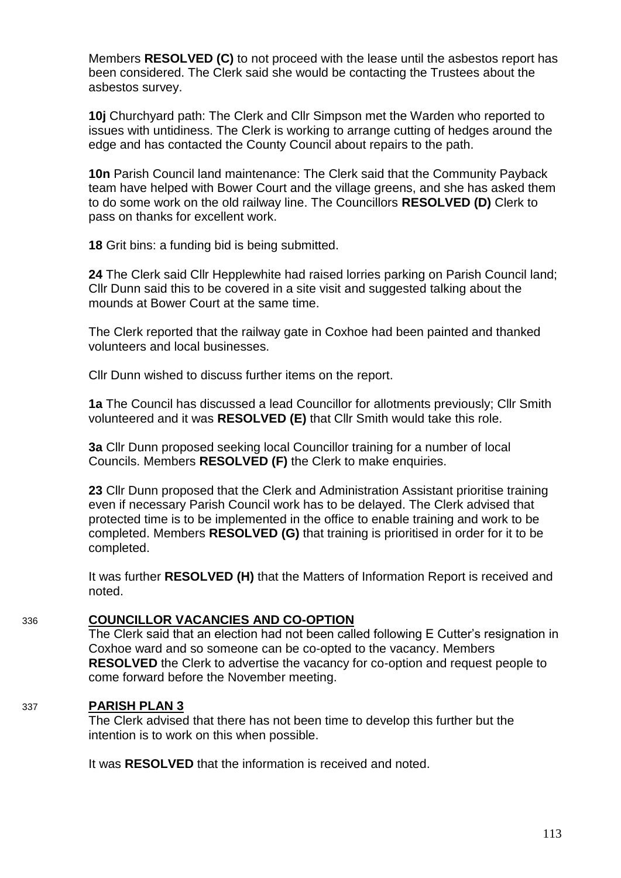Members **RESOLVED (C)** to not proceed with the lease until the asbestos report has been considered. The Clerk said she would be contacting the Trustees about the asbestos survey.

**10j** Churchyard path: The Clerk and Cllr Simpson met the Warden who reported to issues with untidiness. The Clerk is working to arrange cutting of hedges around the edge and has contacted the County Council about repairs to the path.

**10n** Parish Council land maintenance: The Clerk said that the Community Payback team have helped with Bower Court and the village greens, and she has asked them to do some work on the old railway line. The Councillors **RESOLVED (D)** Clerk to pass on thanks for excellent work.

**18** Grit bins: a funding bid is being submitted.

**24** The Clerk said Cllr Hepplewhite had raised lorries parking on Parish Council land; Cllr Dunn said this to be covered in a site visit and suggested talking about the mounds at Bower Court at the same time.

The Clerk reported that the railway gate in Coxhoe had been painted and thanked volunteers and local businesses.

Cllr Dunn wished to discuss further items on the report.

**1a** The Council has discussed a lead Councillor for allotments previously; Cllr Smith volunteered and it was **RESOLVED (E)** that Cllr Smith would take this role.

**3a** Cllr Dunn proposed seeking local Councillor training for a number of local Councils. Members **RESOLVED (F)** the Clerk to make enquiries.

**23** Cllr Dunn proposed that the Clerk and Administration Assistant prioritise training even if necessary Parish Council work has to be delayed. The Clerk advised that protected time is to be implemented in the office to enable training and work to be completed. Members **RESOLVED (G)** that training is prioritised in order for it to be completed.

It was further **RESOLVED (H)** that the Matters of Information Report is received and noted.

336 **COUNCILLOR VACANCIES AND CO-OPTION**

The Clerk said that an election had not been called following E Cutter's resignation in Coxhoe ward and so someone can be co-opted to the vacancy. Members **RESOLVED** the Clerk to advertise the vacancy for co-option and request people to come forward before the November meeting.

337 **PARISH PLAN 3**

The Clerk advised that there has not been time to develop this further but the intention is to work on this when possible.

It was **RESOLVED** that the information is received and noted.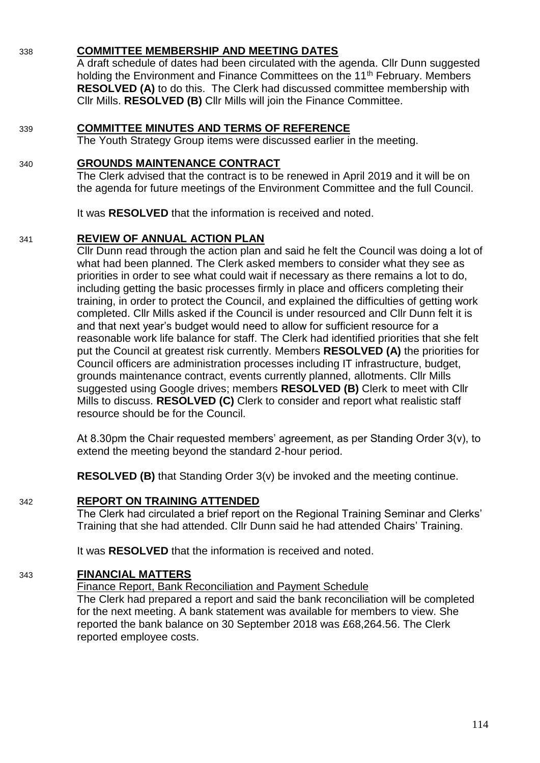338 **COMMITTEE MEMBERSHIP AND MEETING DATES**

A draft schedule of dates had been circulated with the agenda. Cllr Dunn suggested holding the Environment and Finance Committees on the 11th February. Members **RESOLVED (A)** to do this. The Clerk had discussed committee membership with Cllr Mills. **RESOLVED (B)** Cllr Mills will join the Finance Committee.

339 **COMMITTEE MINUTES AND TERMS OF REFERENCE**

The Youth Strategy Group items were discussed earlier in the meeting.

340 **GROUNDS MAINTENANCE CONTRACT**

The Clerk advised that the contract is to be renewed in April 2019 and it will be on the agenda for future meetings of the Environment Committee and the full Council.

It was **RESOLVED** that the information is received and noted.

341 **REVIEW OF ANNUAL ACTION PLAN**

Cllr Dunn read through the action plan and said he felt the Council was doing a lot of what had been planned. The Clerk asked members to consider what they see as priorities in order to see what could wait if necessary as there remains a lot to do, including getting the basic processes firmly in place and officers completing their training, in order to protect the Council, and explained the difficulties of getting work completed. Cllr Mills asked if the Council is under resourced and Cllr Dunn felt it is and that next year's budget would need to allow for sufficient resource for a reasonable work life balance for staff. The Clerk had identified priorities that she felt put the Council at greatest risk currently. Members **RESOLVED (A)** the priorities for Council officers are administration processes including IT infrastructure, budget, grounds maintenance contract, events currently planned, allotments. Cllr Mills suggested using Google drives; members **RESOLVED (B)** Clerk to meet with Cllr Mills to discuss. **RESOLVED (C)** Clerk to consider and report what realistic staff resource should be for the Council.

At 8.30pm the Chair requested members' agreement, as per Standing Order 3(v), to extend the meeting beyond the standard 2-hour period.

**RESOLVED (B)** that Standing Order 3(v) be invoked and the meeting continue.

342 **REPORT ON TRAINING ATTENDED**

The Clerk had circulated a brief report on the Regional Training Seminar and Clerks' Training that she had attended. Cllr Dunn said he had attended Chairs' Training.

It was **RESOLVED** that the information is received and noted.

343 **FINANCIAL MATTERS**

Finance Report, Bank Reconciliation and Payment Schedule

The Clerk had prepared a report and said the bank reconciliation will be completed for the next meeting. A bank statement was available for members to view. She reported the bank balance on 30 September 2018 was £68,264.56. The Clerk reported employee costs.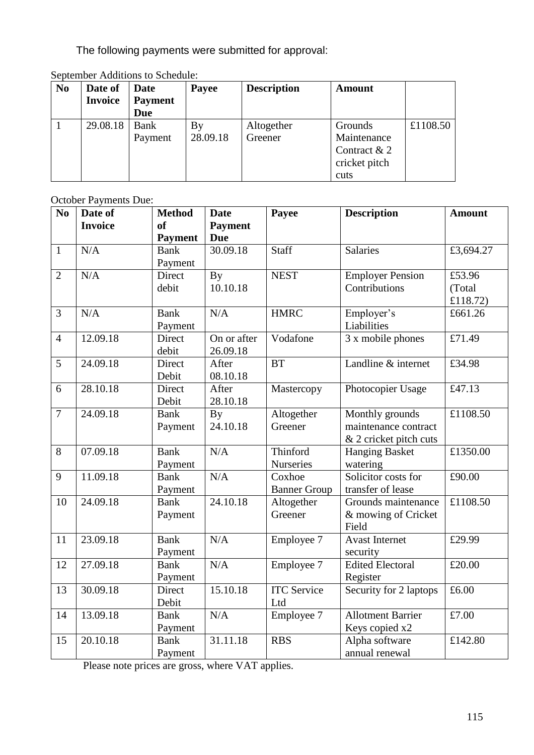The following payments were submitted for approval:

September Additions to Schedule:

| No | Date of Invoice | Date Payment Due | Payee | Description | Amount | |
|---|---|---|---|---|---|---|
| 1 | 29.08.18 | Bank Payment | By 28.09.18 | Altogether Greener | Grounds Maintenance Contract & 2 cricket pitch cuts | £1108.50 |

October Payments Due:

| No | Date of Invoice | Method of Payment | Date Payment Due | Payee | Description | Amount |
|---|---|---|---|---|---|---|
| 1 | N/A | Bank Payment | 30.09.18 | Staff | Salaries | £3,694.27 |
| 2 | N/A | Direct debit | By 10.10.18 | NEST | Employer Pension Contributions | £53.96 (Total £118.72) |
| 3 | N/A | Bank Payment | N/A | HMRC | Employer's Liabilities | £661.26 |
| 4 | 12.09.18 | Direct debit | On or after 26.09.18 | Vodafone | 3 x mobile phones | £71.49 |
| 5 | 24.09.18 | Direct Debit | After 08.10.18 | BT | Landline & internet | £34.98 |
| 6 | 28.10.18 | Direct Debit | After 28.10.18 | Mastercopy | Photocopier Usage | £47.13 |
| 7 | 24.09.18 | Bank Payment | By 24.10.18 | Altogether Greener | Monthly grounds maintenance contract & 2 cricket pitch cuts | £1108.50 |
| 8 | 07.09.18 | Bank Payment | N/A | Thinford Nurseries | Hanging Basket watering | £1350.00 |
| 9 | 11.09.18 | Bank Payment | N/A | Coxhoe Banner Group | Solicitor costs for transfer of lease | £90.00 |
| 10 | 24.09.18 | Bank Payment | 24.10.18 | Altogether Greener | Grounds maintenance & mowing of Cricket Field | £1108.50 |
| 11 | 23.09.18 | Bank Payment | N/A | Employee 7 | Avast Internet security | £29.99 |
| 12 | 27.09.18 | Bank Payment | N/A | Employee 7 | Edited Electoral Register | £20.00 |
| 13 | 30.09.18 | Direct Debit | 15.10.18 | ITC Service Ltd | Security for 2 laptops | £6.00 |
| 14 | 13.09.18 | Bank Payment | N/A | Employee 7 | Allotment Barrier Keys copied x2 | £7.00 |
| 15 | 20.10.18 | Bank Payment | 31.11.18 | RBS | Alpha software annual renewal | £142.80 |

Please note prices are gross, where VAT applies.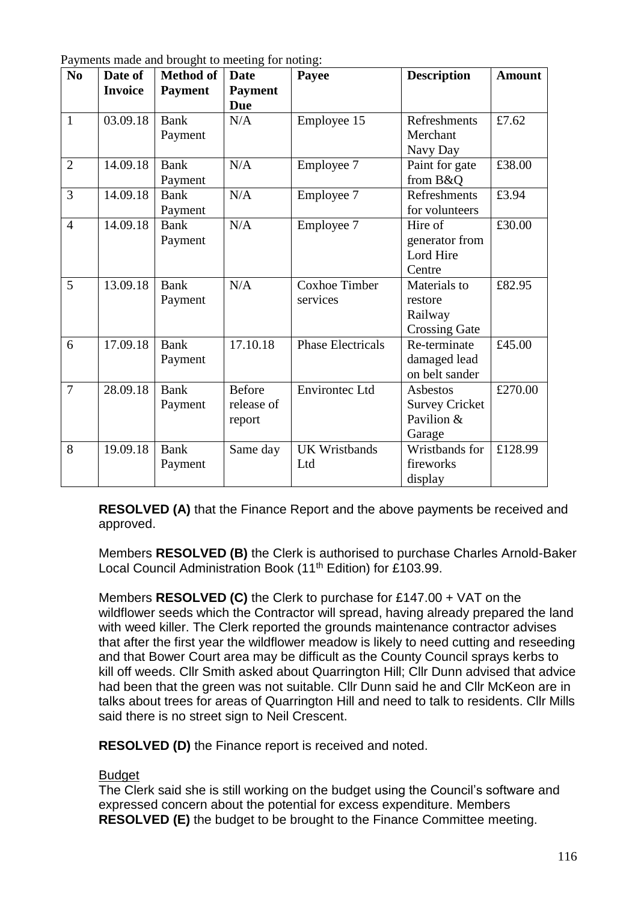Payments made and brought to meeting for noting:

| No | Date of Invoice | Method of Payment | Date Payment Due | Payee | Description | Amount |
|---|---|---|---|---|---|---|
| 1 | 03.09.18 | Bank Payment | N/A | Employee 15 | Refreshments Merchant Navy Day | £7.62 |
| 2 | 14.09.18 | Bank Payment | N/A | Employee 7 | Paint for gate from B&Q | £38.00 |
| 3 | 14.09.18 | Bank Payment | N/A | Employee 7 | Refreshments for volunteers | £3.94 |
| 4 | 14.09.18 | Bank Payment | N/A | Employee 7 | Hire of generator from Lord Hire Centre | £30.00 |
| 5 | 13.09.18 | Bank Payment | N/A | Coxhoe Timber services | Materials to restore Railway Crossing Gate | £82.95 |
| 6 | 17.09.18 | Bank Payment | 17.10.18 | Phase Electricals | Re-terminate damaged lead on belt sander | £45.00 |
| 7 | 28.09.18 | Bank Payment | Before release of report | Environtec Ltd | Asbestos Survey Cricket Pavilion & Garage | £270.00 |
| 8 | 19.09.18 | Bank Payment | Same day | UK Wristbands Ltd | Wristbands for fireworks display | £128.99 |

**RESOLVED (A)** that the Finance Report and the above payments be received and approved.

Members **RESOLVED (B)** the Clerk is authorised to purchase Charles Arnold-Baker Local Council Administration Book (11th Edition) for £103.99.

Members **RESOLVED (C)** the Clerk to purchase for £147.00 + VAT on the wildflower seeds which the Contractor will spread, having already prepared the land with weed killer. The Clerk reported the grounds maintenance contractor advises that after the first year the wildflower meadow is likely to need cutting and reseeding and that Bower Court area may be difficult as the County Council sprays kerbs to kill off weeds. Cllr Smith asked about Quarrington Hill; Cllr Dunn advised that advice had been that the green was not suitable. Cllr Dunn said he and Cllr McKeon are in talks about trees for areas of Quarrington Hill and need to talk to residents. Cllr Mills said there is no street sign to Neil Crescent.

**RESOLVED (D)** the Finance report is received and noted.

<u>Budget</u>

The Clerk said she is still working on the budget using the Council's software and expressed concern about the potential for excess expenditure. Members **RESOLVED (E)** the budget to be brought to the Finance Committee meeting.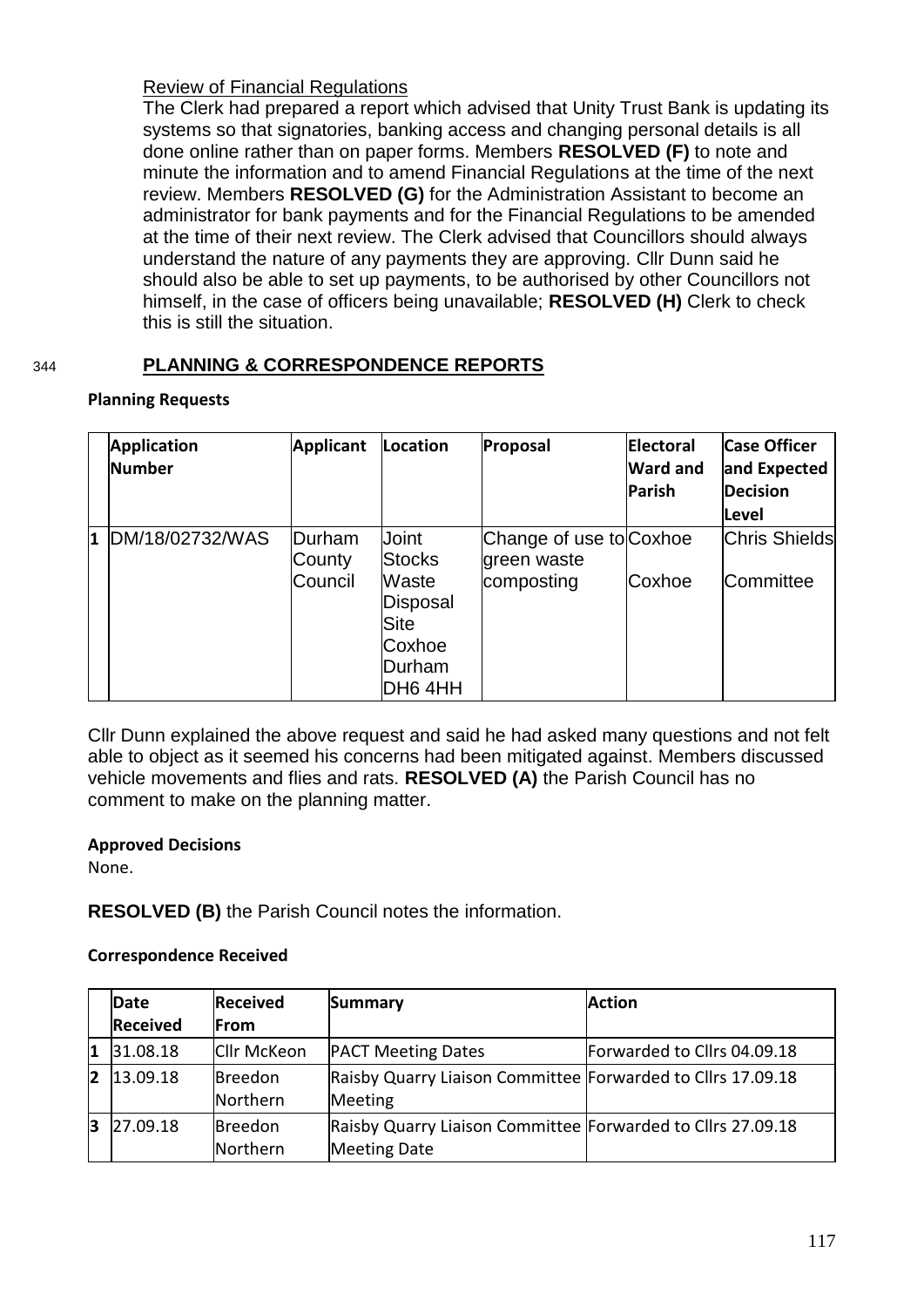Review of Financial Regulations

The Clerk had prepared a report which advised that Unity Trust Bank is updating its systems so that signatories, banking access and changing personal details is all done online rather than on paper forms. Members **RESOLVED (F)** to note and minute the information and to amend Financial Regulations at the time of the next review. Members **RESOLVED (G)** for the Administration Assistant to become an administrator for bank payments and for the Financial Regulations to be amended at the time of their next review. The Clerk advised that Councillors should always understand the nature of any payments they are approving. Cllr Dunn said he should also be able to set up payments, to be authorised by other Councillors not himself, in the case of officers being unavailable; **RESOLVED (H)** Clerk to check this is still the situation.

344 **PLANNING & CORRESPONDENCE REPORTS**

**Planning Requests**

| | Application Number | Applicant | Location | Proposal | Electoral Ward and Parish | Case Officer and Expected Decision Level |
|---|---|---|---|---|---|---|
| 1 | DM/18/02732/WAS | Durham County Council | Joint Stocks Waste Disposal Site Coxhoe Durham DH6 4HH | Change of use to green waste composting | Coxhoe<br>Coxhoe | Chris Shields<br>Committee |

Cllr Dunn explained the above request and said he had asked many questions and not felt able to object as it seemed his concerns had been mitigated against. Members discussed vehicle movements and flies and rats. **RESOLVED (A)** the Parish Council has no comment to make on the planning matter.

**Approved Decisions**

None.

**RESOLVED (B)** the Parish Council notes the information.

**Correspondence Received**

| | Date Received | Received From | Summary | Action |
|---|---|---|---|---|
| 1 | 31.08.18 | Cllr McKeon | PACT Meeting Dates | Forwarded to Cllrs 04.09.18 |
| 2 | 13.09.18 | Breedon Northern | Raisby Quarry Liaison Committee Meeting | Forwarded to Cllrs 17.09.18 |
| 3 | 27.09.18 | Breedon Northern | Raisby Quarry Liaison Committee Meeting Date | Forwarded to Cllrs 27.09.18 |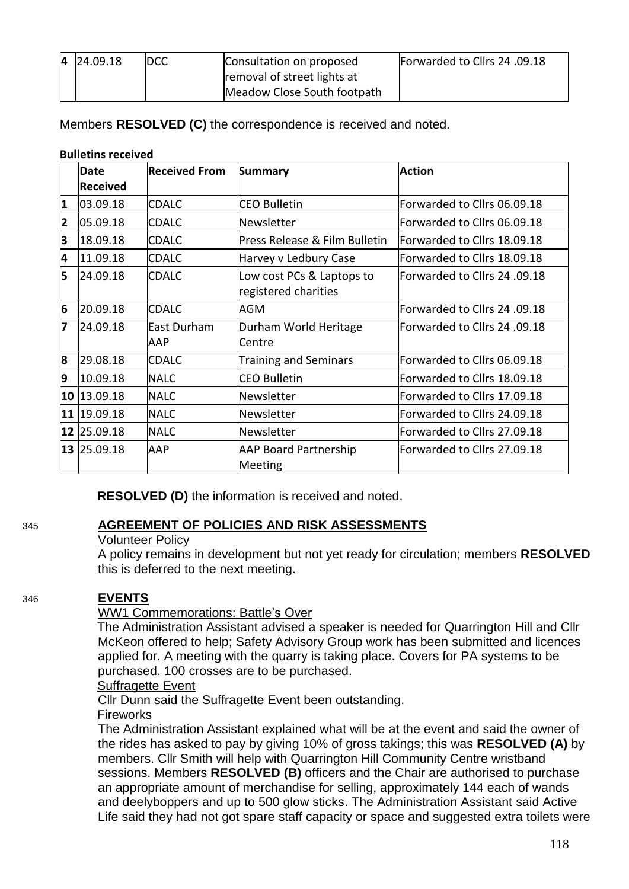| 4 | 24.09.18 | DCC | Consultation on proposed removal of street lights at Meadow Close South footpath | Forwarded to Cllrs 24 .09.18 |
|---|---|---|---|---|

Members **RESOLVED (C)** the correspondence is received and noted.

**Bulletins received**

| | Date Received | Received From | Summary | Action |
|---|---|---|---|---|
| 1 | 03.09.18 | CDALC | CEO Bulletin | Forwarded to Cllrs 06.09.18 |
| 2 | 05.09.18 | CDALC | Newsletter | Forwarded to Cllrs 06.09.18 |
| 3 | 18.09.18 | CDALC | Press Release & Film Bulletin | Forwarded to Cllrs 18.09.18 |
| 4 | 11.09.18 | CDALC | Harvey v Ledbury Case | Forwarded to Cllrs 18.09.18 |
| 5 | 24.09.18 | CDALC | Low cost PCs & Laptops to registered charities | Forwarded to Cllrs 24 .09.18 |
| 6 | 20.09.18 | CDALC | AGM | Forwarded to Cllrs 24 .09.18 |
| 7 | 24.09.18 | East Durham AAP | Durham World Heritage Centre | Forwarded to Cllrs 24 .09.18 |
| 8 | 29.08.18 | CDALC | Training and Seminars | Forwarded to Cllrs 06.09.18 |
| 9 | 10.09.18 | NALC | CEO Bulletin | Forwarded to Cllrs 18.09.18 |
| 10 | 13.09.18 | NALC | Newsletter | Forwarded to Cllrs 17.09.18 |
| 11 | 19.09.18 | NALC | Newsletter | Forwarded to Cllrs 24.09.18 |
| 12 | 25.09.18 | NALC | Newsletter | Forwarded to Cllrs 27.09.18 |
| 13 | 25.09.18 | AAP | AAP Board Partnership Meeting | Forwarded to Cllrs 27.09.18 |

**RESOLVED (D)** the information is received and noted.

345 **AGREEMENT OF POLICIES AND RISK ASSESSMENTS**

Volunteer Policy

A policy remains in development but not yet ready for circulation; members **RESOLVED** this is deferred to the next meeting.

346 **EVENTS**

WW1 Commemorations: Battle's Over

The Administration Assistant advised a speaker is needed for Quarrington Hill and Cllr McKeon offered to help; Safety Advisory Group work has been submitted and licences applied for. A meeting with the quarry is taking place. Covers for PA systems to be purchased. 100 crosses are to be purchased.

Suffragette Event

Cllr Dunn said the Suffragette Event been outstanding.

Fireworks

The Administration Assistant explained what will be at the event and said the owner of the rides has asked to pay by giving 10% of gross takings; this was **RESOLVED (A)** by members. Cllr Smith will help with Quarrington Hill Community Centre wristband sessions. Members **RESOLVED (B)** officers and the Chair are authorised to purchase an appropriate amount of merchandise for selling, approximately 144 each of wands and deelyboppers and up to 500 glow sticks. The Administration Assistant said Active Life said they had not got spare staff capacity or space and suggested extra toilets were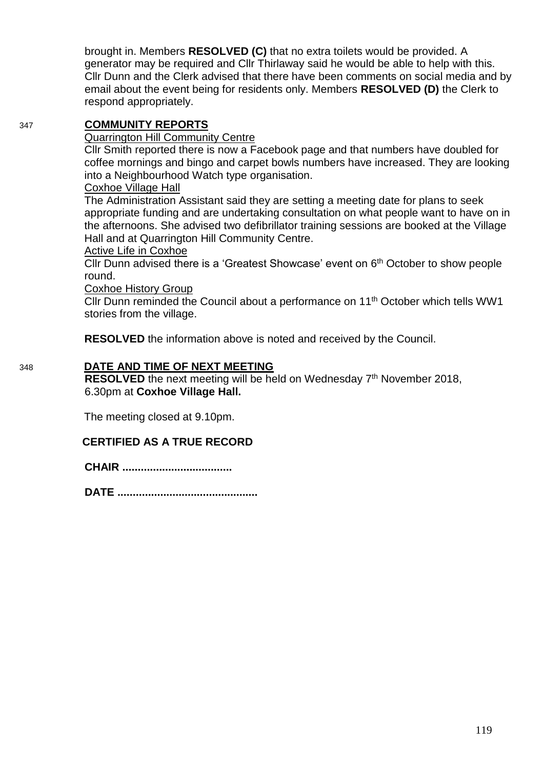brought in. Members **RESOLVED (C)** that no extra toilets would be provided. A generator may be required and Cllr Thirlaway said he would be able to help with this. Cllr Dunn and the Clerk advised that there have been comments on social media and by email about the event being for residents only. Members **RESOLVED (D)** the Clerk to respond appropriately.

347 **COMMUNITY REPORTS**

Quarrington Hill Community Centre

Cllr Smith reported there is now a Facebook page and that numbers have doubled for coffee mornings and bingo and carpet bowls numbers have increased. They are looking into a Neighbourhood Watch type organisation.

Coxhoe Village Hall

The Administration Assistant said they are setting a meeting date for plans to seek appropriate funding and are undertaking consultation on what people want to have on in the afternoons. She advised two defibrillator training sessions are booked at the Village Hall and at Quarrington Hill Community Centre.

Active Life in Coxhoe

Cllr Dunn advised there is a 'Greatest Showcase' event on 6th October to show people round.

Coxhoe History Group

Cllr Dunn reminded the Council about a performance on 11th October which tells WW1 stories from the village.

**RESOLVED** the information above is noted and received by the Council.

348 **DATE AND TIME OF NEXT MEETING**

**RESOLVED** the next meeting will be held on Wednesday 7th November 2018, 6.30pm at **Coxhoe Village Hall.**

The meeting closed at 9.10pm.

**CERTIFIED AS A TRUE RECORD**

**CHAIR ....................................**

**DATE ..............................................**